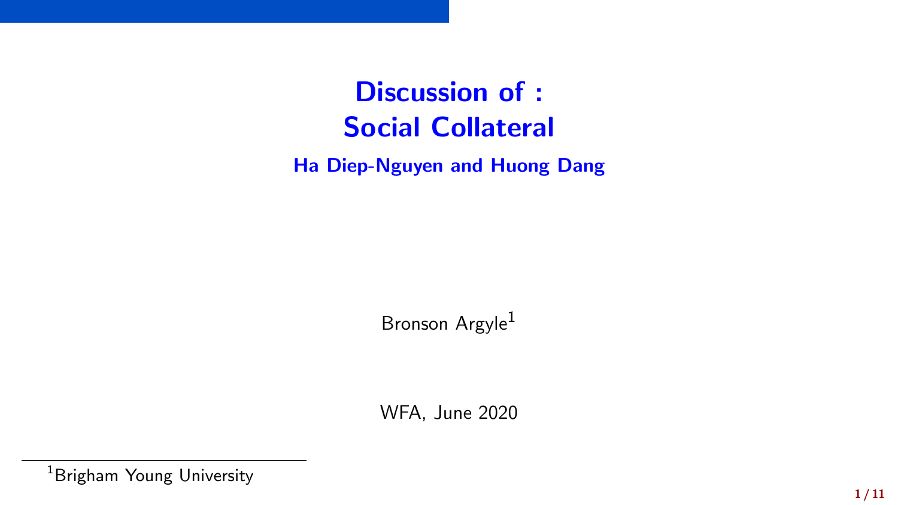# Discussion of : Social Collateral

**Ha Diep-Nguyen and Huong Dang**

Bronson Argyle[1]

WFA, June 2020

[1] Brigham Young University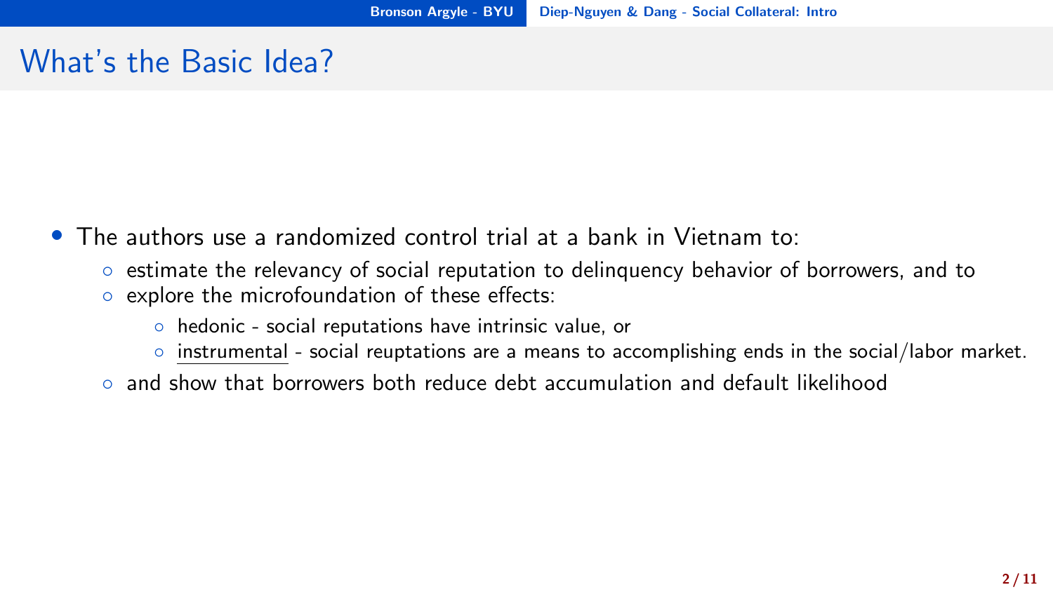# What's the Basic Idea?

- The authors use a randomized control trial at a bank in Vietnam to:
  - estimate the relevancy of social reputation to delinquency behavior of borrowers, and to
  - explore the microfoundation of these effects:
    - hedonic - social reputations have intrinsic value, or
    - instrumental - social reuptations are a means to accomplishing ends in the social/labor market.
  - and show that borrowers both reduce debt accumulation and default likelihood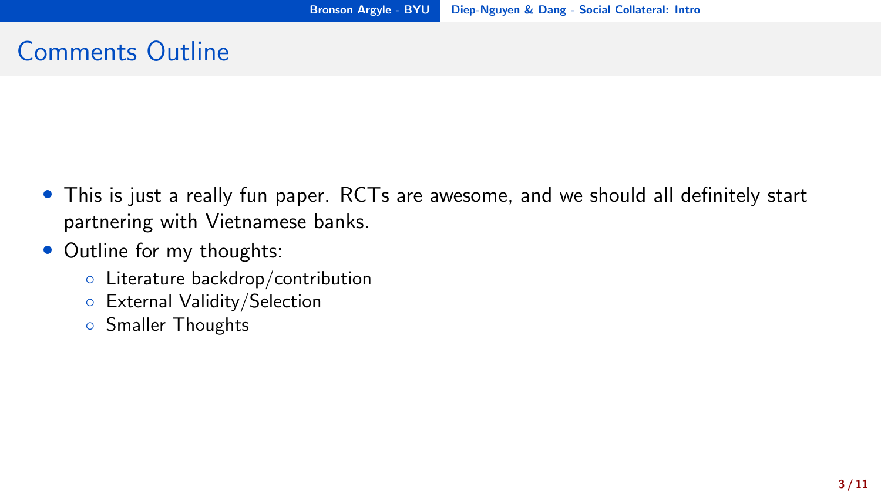# Comments Outline

- This is just a really fun paper. RCTs are awesome, and we should all definitely start partnering with Vietnamese banks.
- Outline for my thoughts:
  - Literature backdrop/contribution
  - External Validity/Selection
  - Smaller Thoughts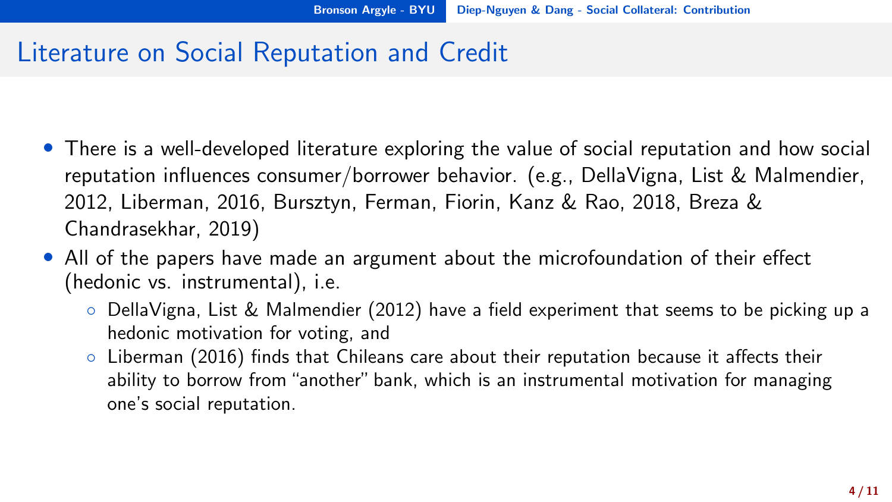# Literature on Social Reputation and Credit

- There is a well-developed literature exploring the value of social reputation and how social reputation influences consumer/borrower behavior. (e.g., DellaVigna, List & Malmendier, 2012, Liberman, 2016, Bursztyn, Ferman, Fiorin, Kanz & Rao, 2018, Breza & Chandrasekhar, 2019)
- All of the papers have made an argument about the microfoundation of their effect (hedonic vs. instrumental), i.e.
  - DellaVigna, List & Malmendier (2012) have a field experiment that seems to be picking up a hedonic motivation for voting, and
  - Liberman (2016) finds that Chileans care about their reputation because it affects their ability to borrow from "another" bank, which is an instrumental motivation for managing one's social reputation.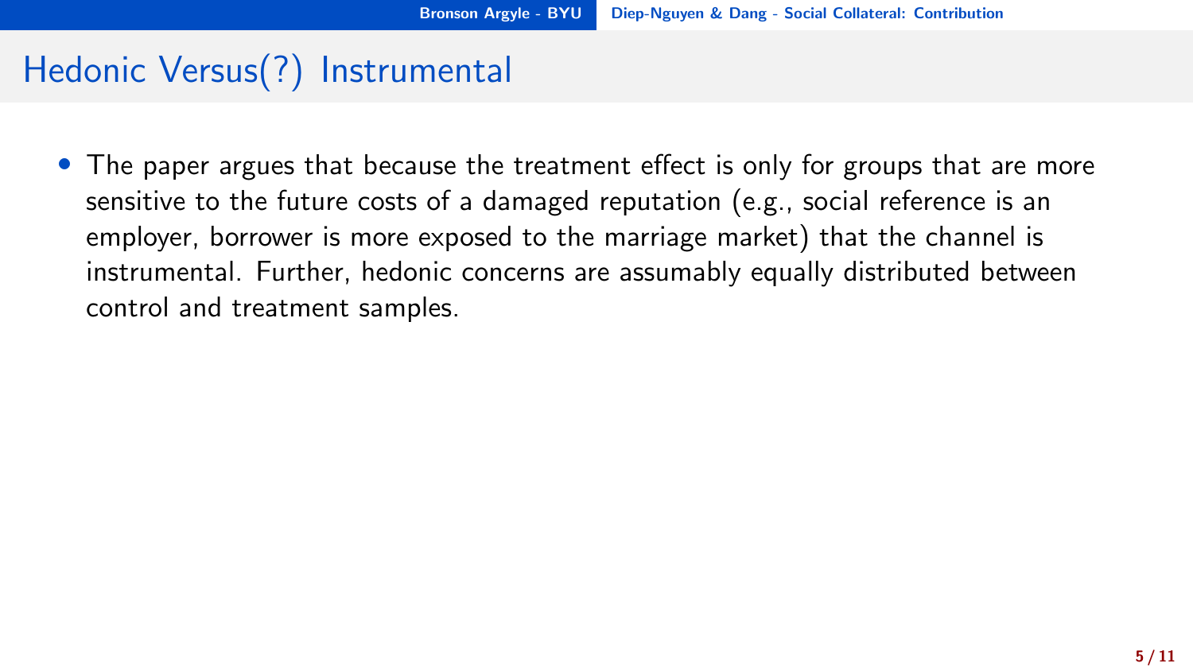# Hedonic Versus(?) Instrumental

- The paper argues that because the treatment effect is only for groups that are more sensitive to the future costs of a damaged reputation (e.g., social reference is an employer, borrower is more exposed to the marriage market) that the channel is instrumental. Further, hedonic concerns are assumably equally distributed between control and treatment samples.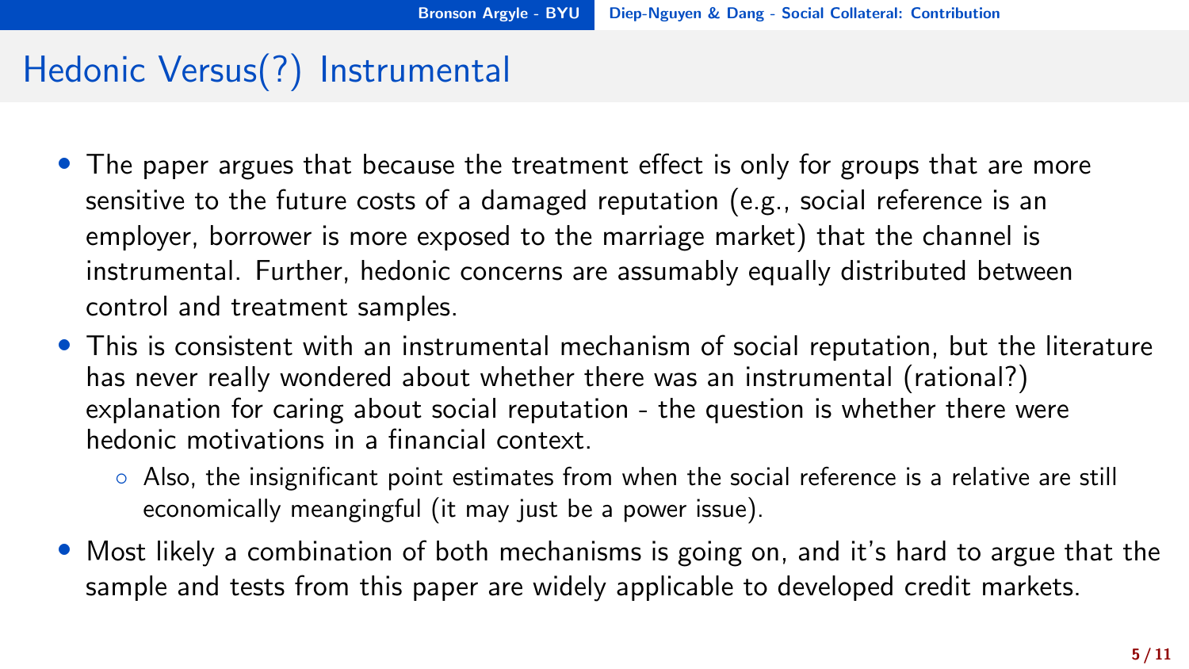# Hedonic Versus(?) Instrumental

- The paper argues that because the treatment effect is only for groups that are more sensitive to the future costs of a damaged reputation (e.g., social reference is an employer, borrower is more exposed to the marriage market) that the channel is instrumental. Further, hedonic concerns are assumably equally distributed between control and treatment samples.
- This is consistent with an instrumental mechanism of social reputation, but the literature has never really wondered about whether there was an instrumental (rational?) explanation for caring about social reputation - the question is whether there were hedonic motivations in a financial context.
  - Also, the insignificant point estimates from when the social reference is a relative are still economically meangingful (it may just be a power issue).
- Most likely a combination of both mechanisms is going on, and it's hard to argue that the sample and tests from this paper are widely applicable to developed credit markets.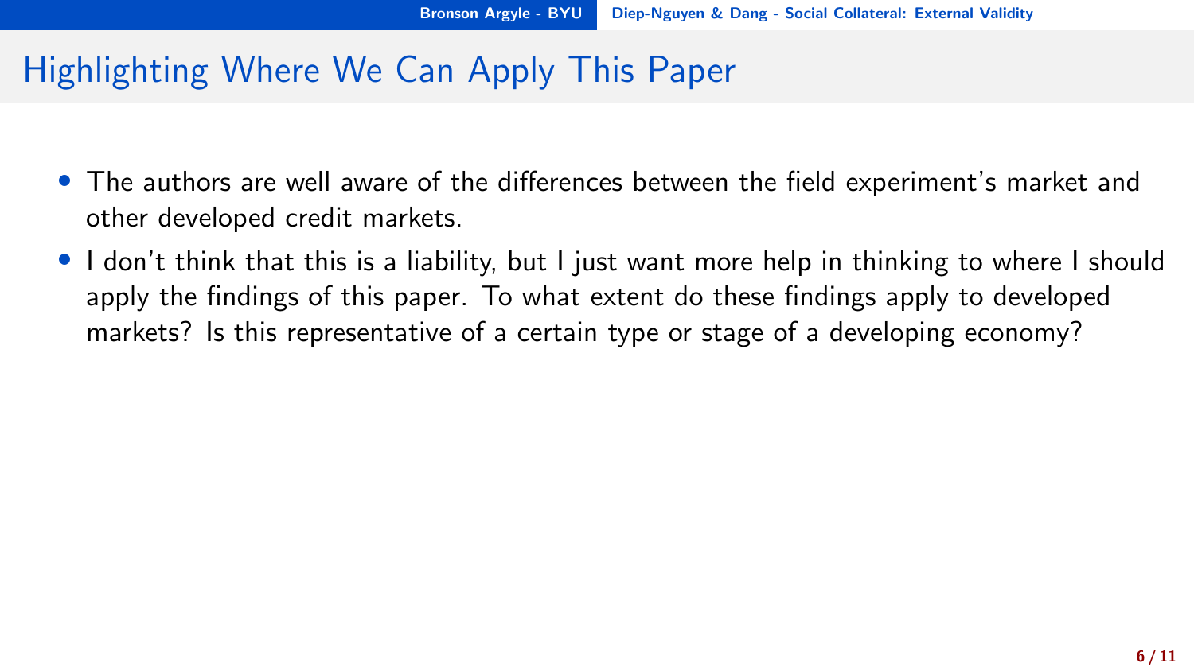# Highlighting Where We Can Apply This Paper

- The authors are well aware of the differences between the field experiment's market and other developed credit markets.
- I don't think that this is a liability, but I just want more help in thinking to where I should apply the findings of this paper. To what extent do these findings apply to developed markets? Is this representative of a certain type or stage of a developing economy?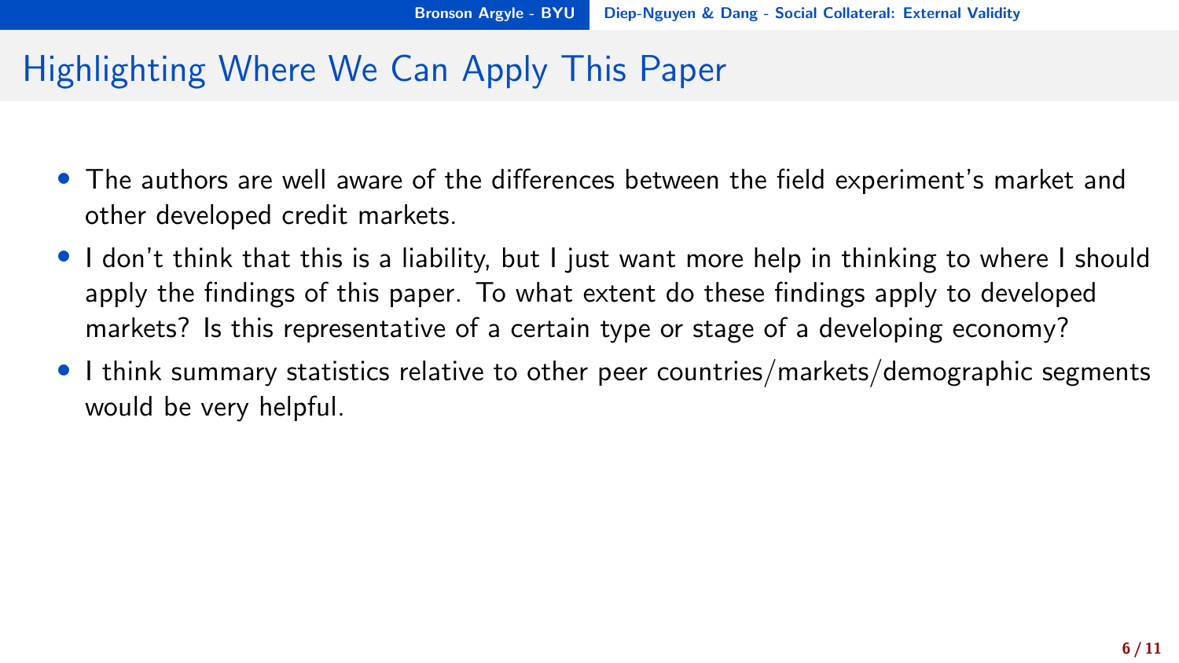# Highlighting Where We Can Apply This Paper

- The authors are well aware of the differences between the field experiment's market and other developed credit markets.
- I don't think that this is a liability, but I just want more help in thinking to where I should apply the findings of this paper. To what extent do these findings apply to developed markets? Is this representative of a certain type or stage of a developing economy?
- I think summary statistics relative to other peer countries/markets/demographic segments would be very helpful.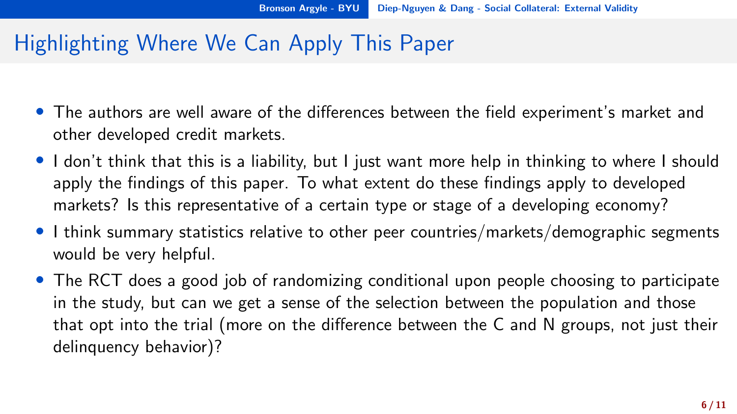# Highlighting Where We Can Apply This Paper

- The authors are well aware of the differences between the field experiment's market and other developed credit markets.
- I don't think that this is a liability, but I just want more help in thinking to where I should apply the findings of this paper. To what extent do these findings apply to developed markets? Is this representative of a certain type or stage of a developing economy?
- I think summary statistics relative to other peer countries/markets/demographic segments would be very helpful.
- The RCT does a good job of randomizing conditional upon people choosing to participate in the study, but can we get a sense of the selection between the population and those that opt into the trial (more on the difference between the C and N groups, not just their delinquency behavior)?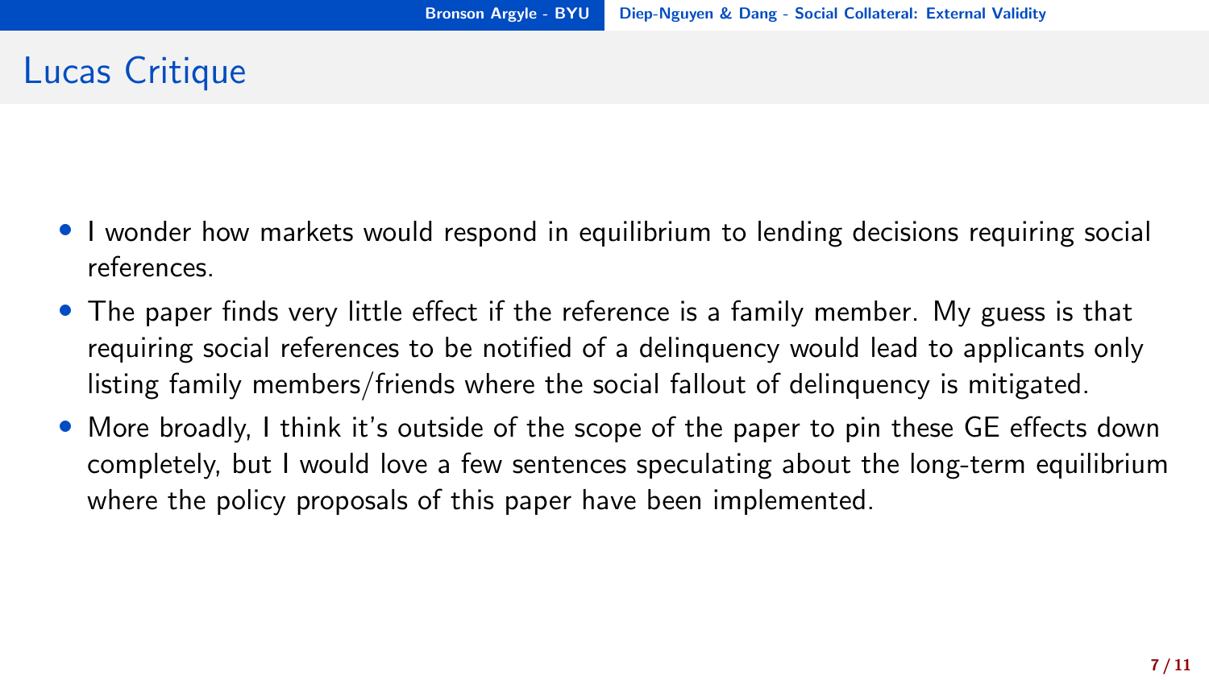# Lucas Critique

- I wonder how markets would respond in equilibrium to lending decisions requiring social references.
- The paper finds very little effect if the reference is a family member. My guess is that requiring social references to be notified of a delinquency would lead to applicants only listing family members/friends where the social fallout of delinquency is mitigated.
- More broadly, I think it's outside of the scope of the paper to pin these GE effects down completely, but I would love a few sentences speculating about the long-term equilibrium where the policy proposals of this paper have been implemented.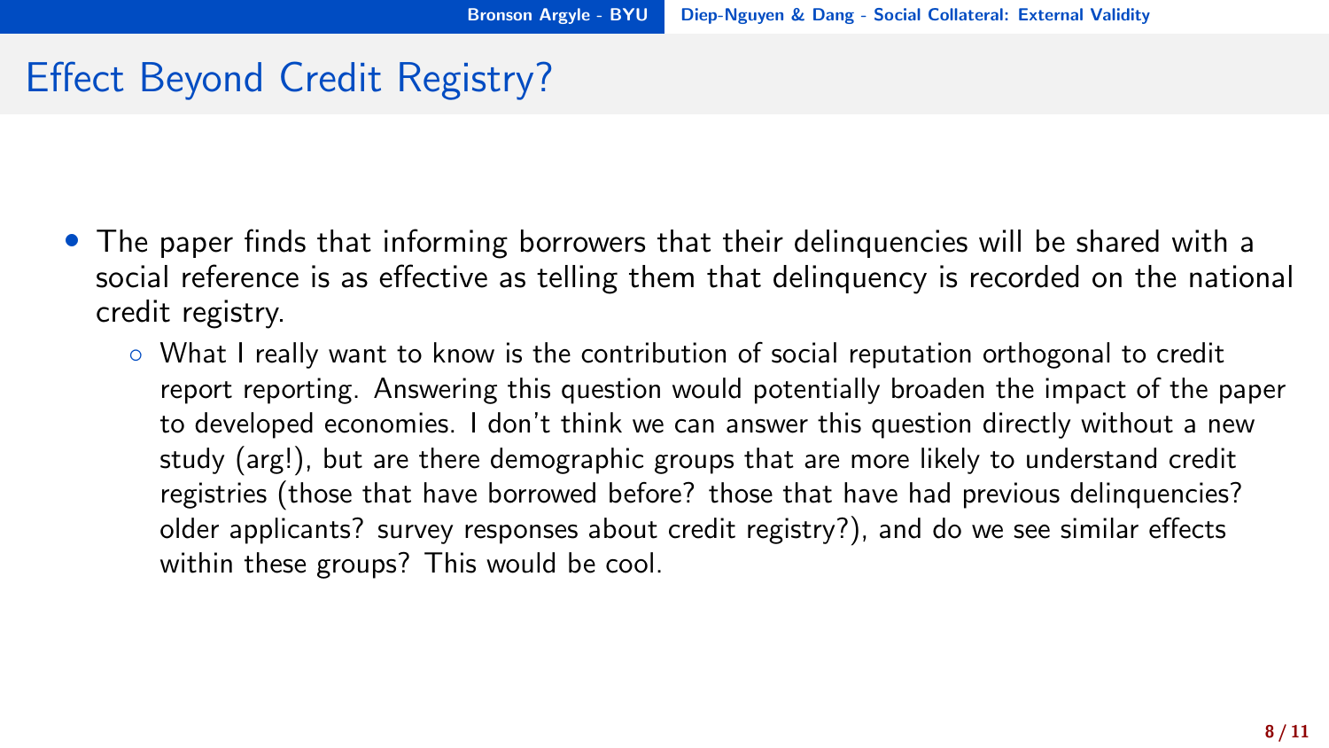# Effect Beyond Credit Registry?

- The paper finds that informing borrowers that their delinquencies will be shared with a social reference is as effective as telling them that delinquency is recorded on the national credit registry.
  - What I really want to know is the contribution of social reputation orthogonal to credit report reporting. Answering this question would potentially broaden the impact of the paper to developed economies. I don't think we can answer this question directly without a new study (arg!), but are there demographic groups that are more likely to understand credit registries (those that have borrowed before? those that have had previous delinquencies? older applicants? survey responses about credit registry?), and do we see similar effects within these groups? This would be cool.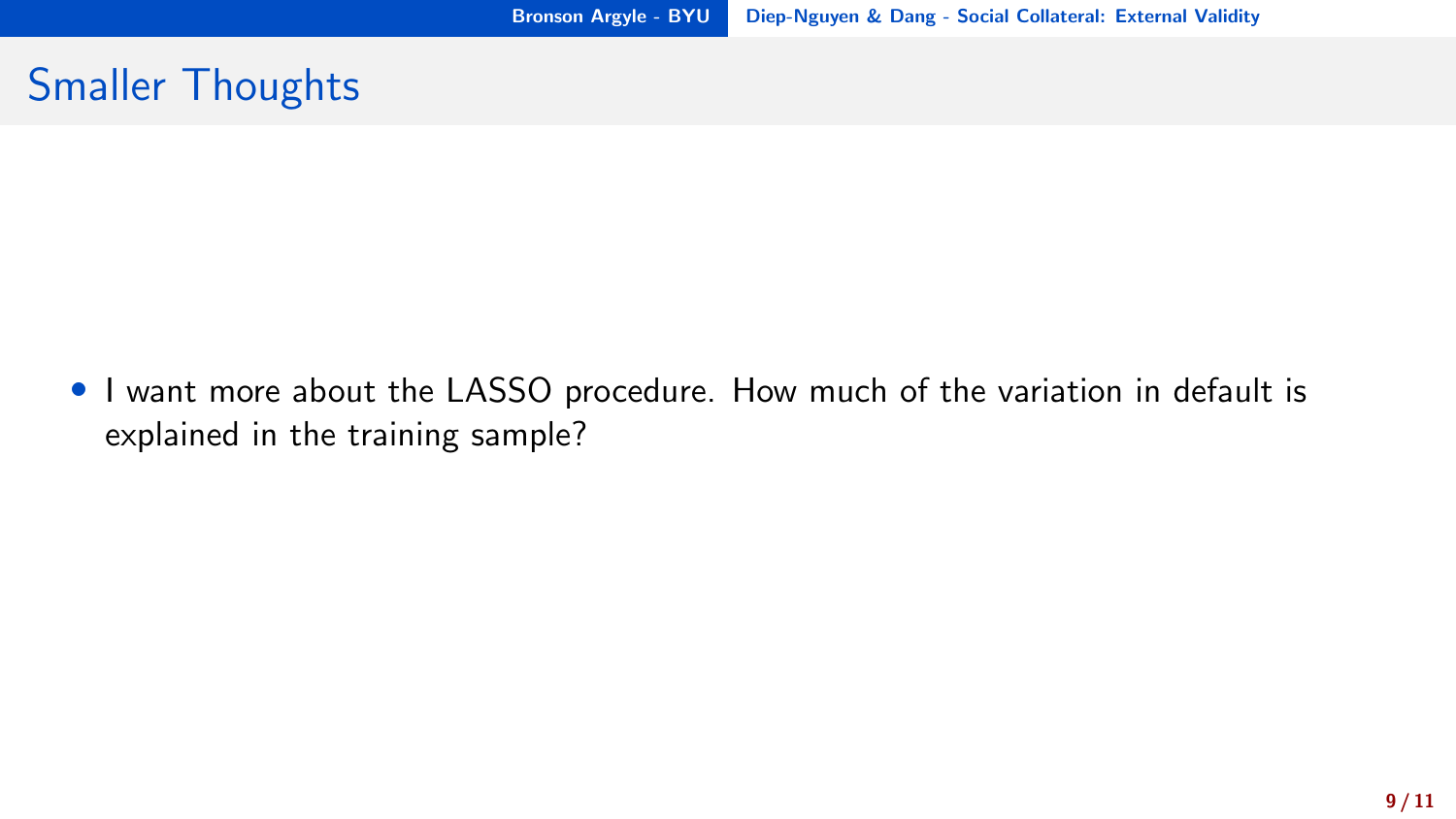# Smaller Thoughts

- I want more about the LASSO procedure. How much of the variation in default is explained in the training sample?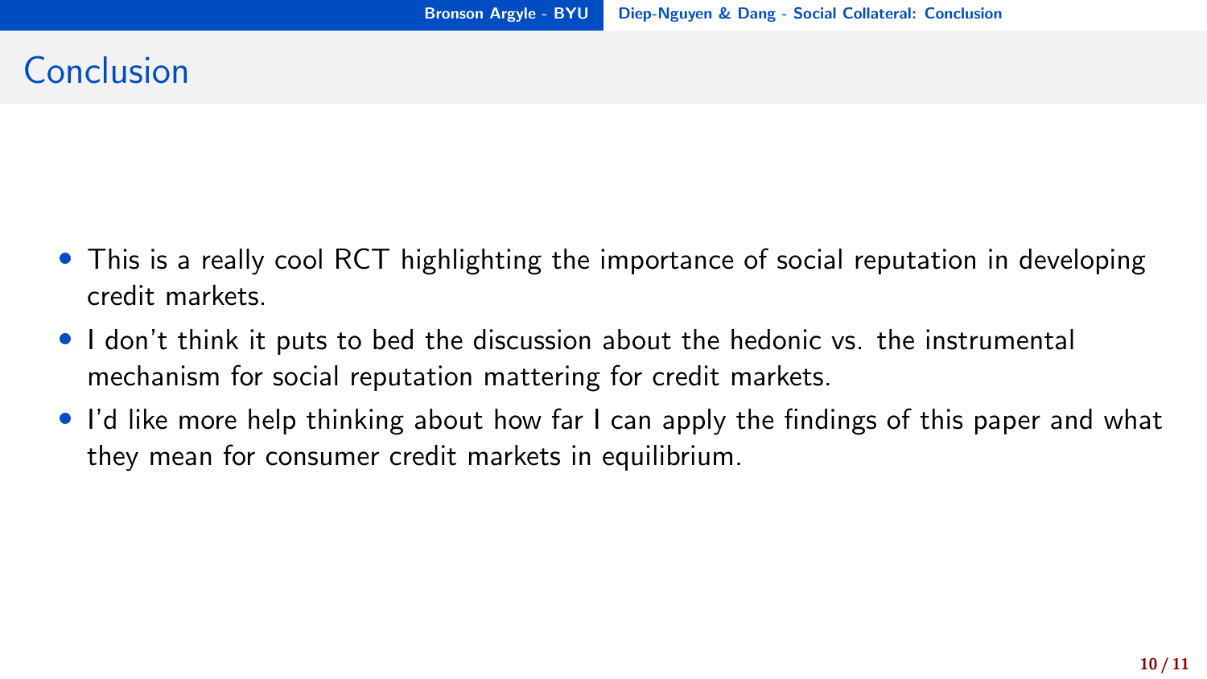# Conclusion

- This is a really cool RCT highlighting the importance of social reputation in developing credit markets.
- I don't think it puts to bed the discussion about the hedonic vs. the instrumental mechanism for social reputation mattering for credit markets.
- I'd like more help thinking about how far I can apply the findings of this paper and what they mean for consumer credit markets in equilibrium.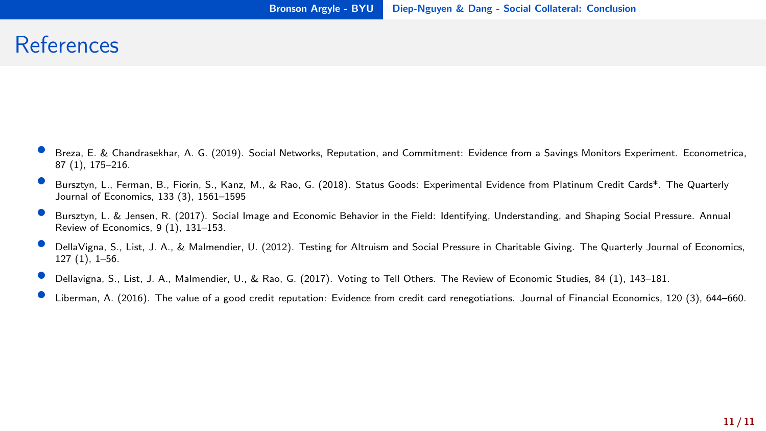# References

- Breza, E. & Chandrasekhar, A. G. (2019). Social Networks, Reputation, and Commitment: Evidence from a Savings Monitors Experiment. Econometrica, 87 (1), 175–216.
- Bursztyn, L., Ferman, B., Fiorin, S., Kanz, M., & Rao, G. (2018). Status Goods: Experimental Evidence from Platinum Credit Cards*. The Quarterly Journal of Economics, 133 (3), 1561–1595
- Bursztyn, L. & Jensen, R. (2017). Social Image and Economic Behavior in the Field: Identifying, Understanding, and Shaping Social Pressure. Annual Review of Economics, 9 (1), 131–153.
- DellaVigna, S., List, J. A., & Malmendier, U. (2012). Testing for Altruism and Social Pressure in Charitable Giving. The Quarterly Journal of Economics, 127 (1), 1–56.
- Dellavigna, S., List, J. A., Malmendier, U., & Rao, G. (2017). Voting to Tell Others. The Review of Economic Studies, 84 (1), 143–181.
- Liberman, A. (2016). The value of a good credit reputation: Evidence from credit card renegotiations. Journal of Financial Economics, 120 (3), 644–660.